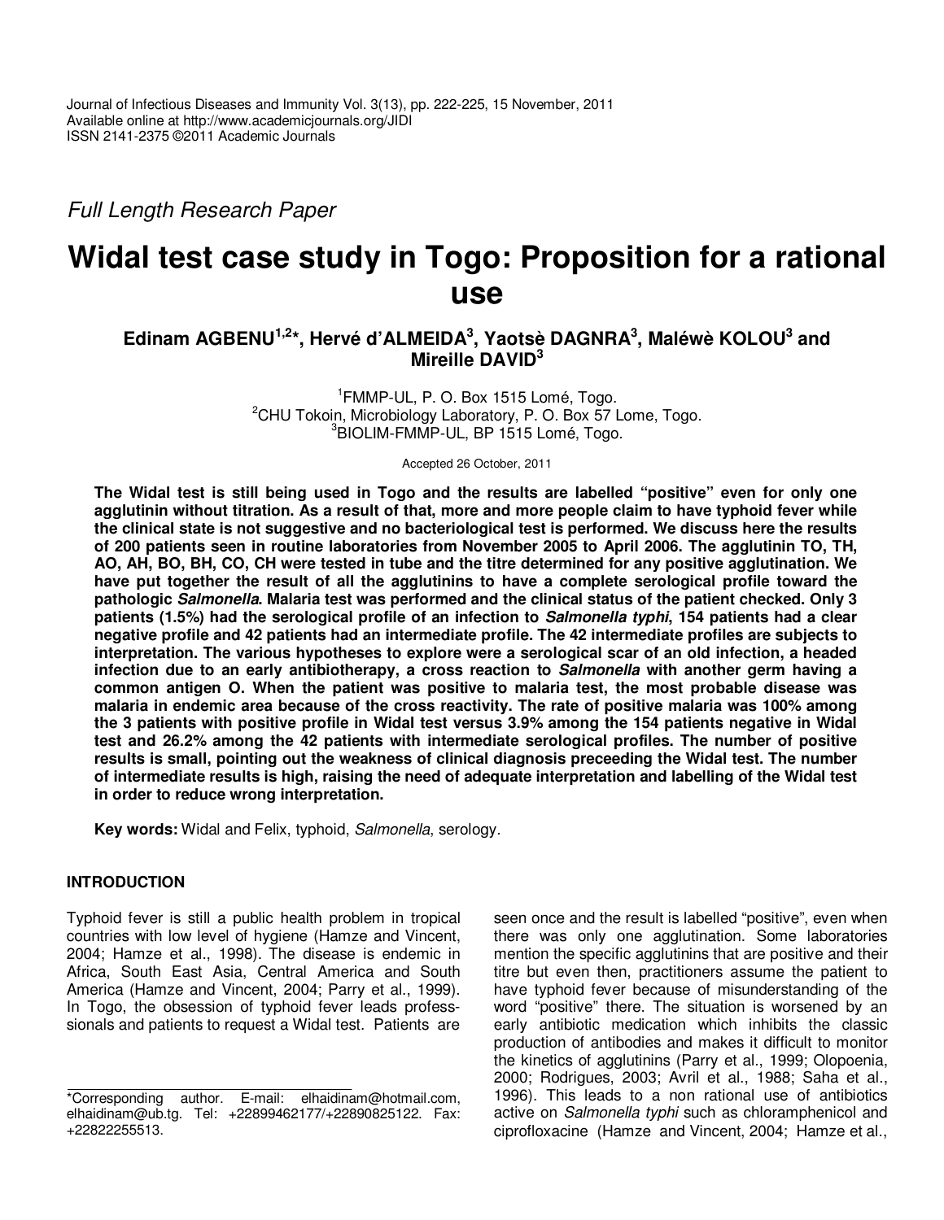Full Length Research Paper

# Widal test case study in Togo: Proposition for a rational use

**Edinam AGBENU[1,2]*, Hervé d'ALMEIDA[3], Yaotsè DAGNRA[3], Maléwè KOLOU[3] and Mireille DAVID[3]**

[1]FMMP-UL, P. O. Box 1515 Lomé, Togo.
[2]CHU Tokoin, Microbiology Laboratory, P. O. Box 57 Lome, Togo.
[3]BIOLIM-FMMP-UL, BP 1515 Lomé, Togo.

Accepted 26 October, 2011

**The Widal test is still being used in Togo and the results are labelled "positive" even for only one agglutinin without titration. As a result of that, more and more people claim to have typhoid fever while the clinical state is not suggestive and no bacteriological test is performed. We discuss here the results of 200 patients seen in routine laboratories from November 2005 to April 2006. The agglutinin TO, TH, AO, AH, BO, BH, CO, CH were tested in tube and the titre determined for any positive agglutination. We have put together the result of all the agglutinins to have a complete serological profile toward the pathologic *Salmonella*. Malaria test was performed and the clinical status of the patient checked. Only 3 patients (1.5%) had the serological profile of an infection to *Salmonella typhi*, 154 patients had a clear negative profile and 42 patients had an intermediate profile. The 42 intermediate profiles are subjects to interpretation. The various hypotheses to explore were a serological scar of an old infection, a headed infection due to an early antibiotherapy, a cross reaction to *Salmonella* with another germ having a common antigen O. When the patient was positive to malaria test, the most probable disease was malaria in endemic area because of the cross reactivity. The rate of positive malaria was 100% among the 3 patients with positive profile in Widal test versus 3.9% among the 154 patients negative in Widal test and 26.2% among the 42 patients with intermediate serological profiles. The number of positive results is small, pointing out the weakness of clinical diagnosis preceeding the Widal test. The number of intermediate results is high, raising the need of adequate interpretation and labelling of the Widal test in order to reduce wrong interpretation.**

**Key words:** Widal and Felix, typhoid, *Salmonella*, serology.

## INTRODUCTION

Typhoid fever is still a public health problem in tropical countries with low level of hygiene (Hamze and Vincent, 2004; Hamze et al., 1998). The disease is endemic in Africa, South East Asia, Central America and South America (Hamze and Vincent, 2004; Parry et al., 1999). In Togo, the obsession of typhoid fever leads professionals and patients to request a Widal test. Patients are seen once and the result is labelled "positive", even when there was only one agglutination. Some laboratories mention the specific agglutinins that are positive and their titre but even then, practitioners assume the patient to have typhoid fever because of misunderstanding of the word "positive" there. The situation is worsened by an early antibiotic medication which inhibits the classic production of antibodies and makes it difficult to monitor the kinetics of agglutinins (Parry et al., 1999; Olopoenia, 2000; Rodrigues, 2003; Avril et al., 1988; Saha et al., 1996). This leads to a non rational use of antibiotics active on *Salmonella typhi* such as chloramphenicol and ciprofloxacine (Hamze and Vincent, 2004; Hamze et al.,

*Corresponding author. E-mail: elhaidinam@hotmail.com, elhaidinam@ub.tg. Tel: +22899462177/+22890825122. Fax: +22822255513.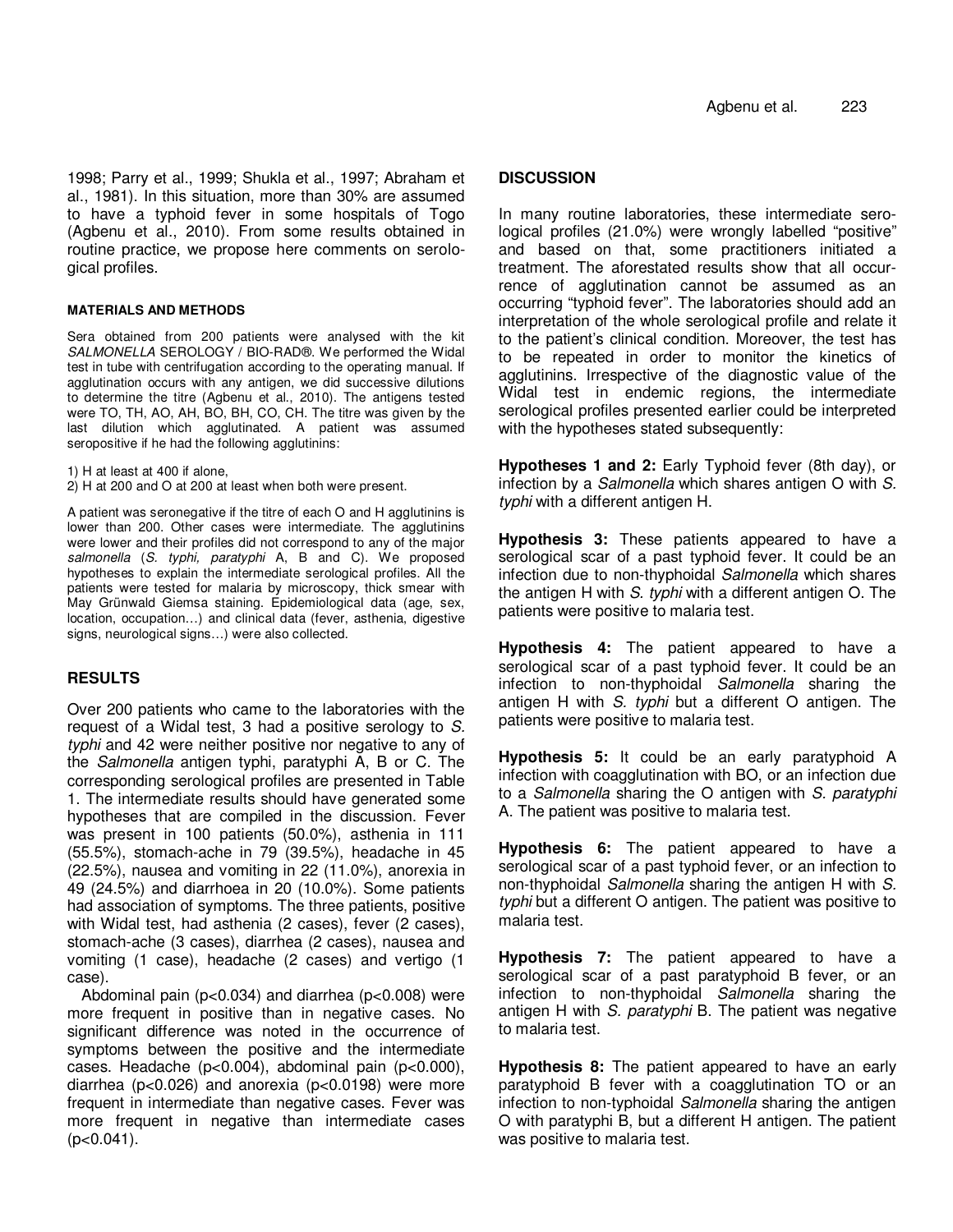1998; Parry et al., 1999; Shukla et al., 1997; Abraham et al., 1981). In this situation, more than 30% are assumed to have a typhoid fever in some hospitals of Togo (Agbenu et al., 2010). From some results obtained in routine practice, we propose here comments on serological profiles.

### MATERIALS AND METHODS

Sera obtained from 200 patients were analysed with the kit *SALMONELLA* SEROLOGY / BIO-RAD®. We performed the Widal test in tube with centrifugation according to the operating manual. If agglutination occurs with any antigen, we did successive dilutions to determine the titre (Agbenu et al., 2010). The antigens tested were TO, TH, AO, AH, BO, BH, CO, CH. The titre was given by the last dilution which agglutinated. A patient was assumed seropositive if he had the following agglutinins:

1) H at least at 400 if alone,
2) H at 200 and O at 200 at least when both were present.

A patient was seronegative if the titre of each O and H agglutinins is lower than 200. Other cases were intermediate. The agglutinins were lower and their profiles did not correspond to any of the major *salmonella* (*S. typhi, paratyphi* A, B and C). We proposed hypotheses to explain the intermediate serological profiles. All the patients were tested for malaria by microscopy, thick smear with May Grünwald Giemsa staining. Epidemiological data (age, sex, location, occupation…) and clinical data (fever, asthenia, digestive signs, neurological signs…) were also collected.

## RESULTS

Over 200 patients who came to the laboratories with the request of a Widal test, 3 had a positive serology to *S. typhi* and 42 were neither positive nor negative to any of the *Salmonella* antigen typhi, paratyphi A, B or C. The corresponding serological profiles are presented in Table 1. The intermediate results should have generated some hypotheses that are compiled in the discussion. Fever was present in 100 patients (50.0%), asthenia in 111 (55.5%), stomach-ache in 79 (39.5%), headache in 45 (22.5%), nausea and vomiting in 22 (11.0%), anorexia in 49 (24.5%) and diarrhoea in 20 (10.0%). Some patients had association of symptoms. The three patients, positive with Widal test, had asthenia (2 cases), fever (2 cases), stomach-ache (3 cases), diarrhea (2 cases), nausea and vomiting (1 case), headache (2 cases) and vertigo (1 case).

Abdominal pain ($p<0.034$) and diarrhea ($p<0.008$) were more frequent in positive than in negative cases. No significant difference was noted in the occurrence of symptoms between the positive and the intermediate cases. Headache ($p<0.004$), abdominal pain ($p<0.000$), diarrhea ($p<0.026$) and anorexia ($p<0.0198$) were more frequent in intermediate than negative cases. Fever was more frequent in negative than intermediate cases ($p<0.041$).

## DISCUSSION

In many routine laboratories, these intermediate serological profiles (21.0%) were wrongly labelled "positive" and based on that, some practitioners initiated a treatment. The aforestated results show that all occurrence of agglutination cannot be assumed as an occurring "typhoid fever". The laboratories should add an interpretation of the whole serological profile and relate it to the patient's clinical condition. Moreover, the test has to be repeated in order to monitor the kinetics of agglutinins. Irrespective of the diagnostic value of the Widal test in endemic regions, the intermediate serological profiles presented earlier could be interpreted with the hypotheses stated subsequently:

**Hypotheses 1 and 2:** Early Typhoid fever (8th day), or infection by a *Salmonella* which shares antigen O with *S. typhi* with a different antigen H.

**Hypothesis 3:** These patients appeared to have a serological scar of a past typhoid fever. It could be an infection due to non-thyphoidal *Salmonella* which shares the antigen H with *S. typhi* with a different antigen O. The patients were positive to malaria test.

**Hypothesis 4:** The patient appeared to have a serological scar of a past typhoid fever. It could be an infection to non-thyphoidal *Salmonella* sharing the antigen H with *S. typhi* but a different O antigen. The patients were positive to malaria test.

**Hypothesis 5:** It could be an early paratyphoid A infection with coagglutination with BO, or an infection due to a *Salmonella* sharing the O antigen with *S. paratyphi* A. The patient was positive to malaria test.

**Hypothesis 6:** The patient appeared to have a serological scar of a past typhoid fever, or an infection to non-thyphoidal *Salmonella* sharing the antigen H with *S. typhi* but a different O antigen. The patient was positive to malaria test.

**Hypothesis 7:** The patient appeared to have a serological scar of a past paratyphoid B fever, or an infection to non-thyphoidal *Salmonella* sharing the antigen H with *S. paratyphi* B. The patient was negative to malaria test.

**Hypothesis 8:** The patient appeared to have an early paratyphoid B fever with a coagglutination TO or an infection to non-typhoidal *Salmonella* sharing the antigen O with paratyphi B, but a different H antigen. The patient was positive to malaria test.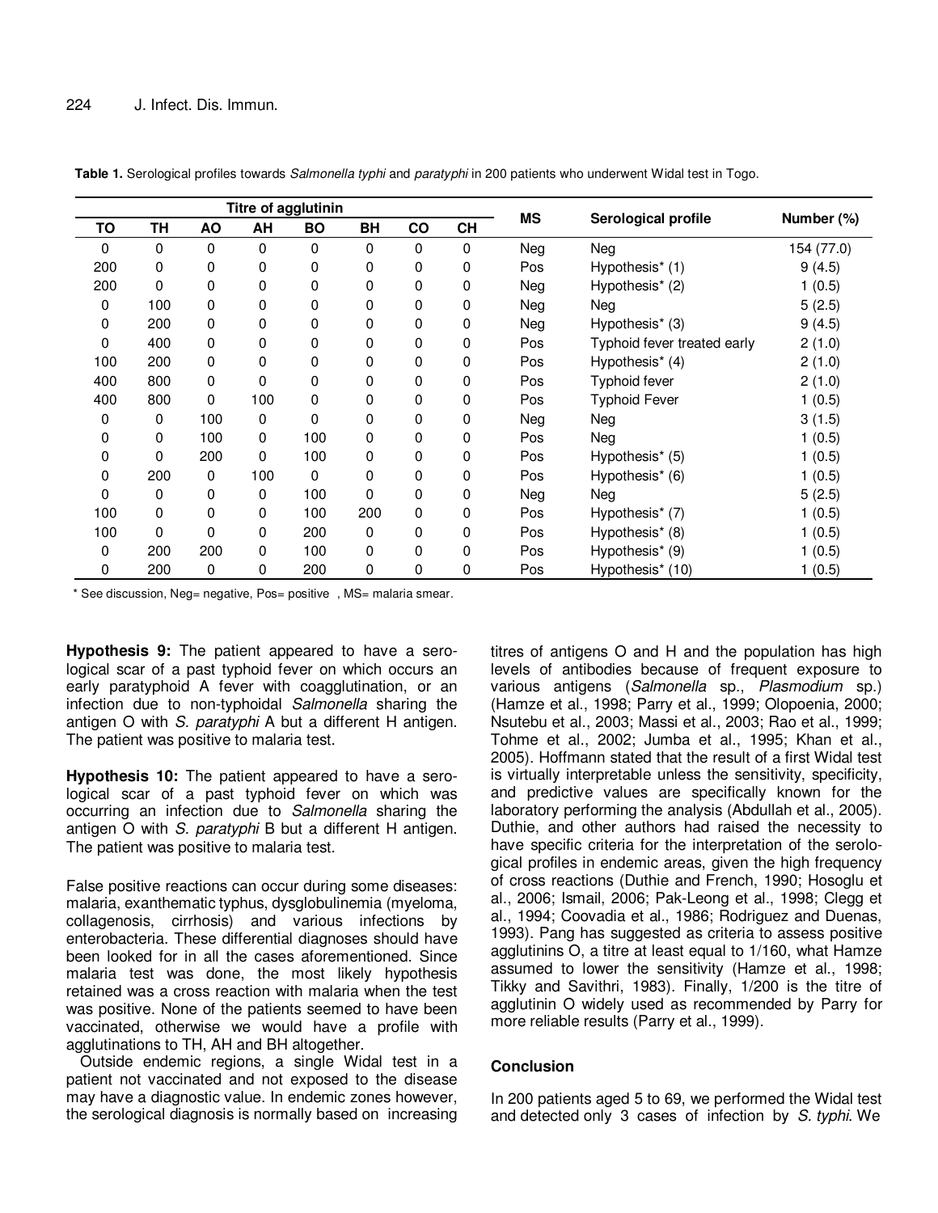**Table 1.** Serological profiles towards *Salmonella typhi* and *paratyphi* in 200 patients who underwent Widal test in Togo.

| Titre of agglutinin | | | | | | | | MS | Serological profile | Number (%) |
|---|---|---|---|---|---|---|---|---|---|---|
| TO | TH | AO | AH | BO | BH | CO | CH | | | |
| 0 | 0 | 0 | 0 | 0 | 0 | 0 | 0 | Neg | Neg | 154 (77.0) |
| 200 | 0 | 0 | 0 | 0 | 0 | 0 | 0 | Pos | Hypothesis* (1) | 9 (4.5) |
| 200 | 0 | 0 | 0 | 0 | 0 | 0 | 0 | Neg | Hypothesis* (2) | 1 (0.5) |
| 0 | 100 | 0 | 0 | 0 | 0 | 0 | 0 | Neg | Neg | 5 (2.5) |
| 0 | 200 | 0 | 0 | 0 | 0 | 0 | 0 | Neg | Hypothesis* (3) | 9 (4.5) |
| 0 | 400 | 0 | 0 | 0 | 0 | 0 | 0 | Pos | Typhoid fever treated early | 2 (1.0) |
| 100 | 200 | 0 | 0 | 0 | 0 | 0 | 0 | Pos | Hypothesis* (4) | 2 (1.0) |
| 400 | 800 | 0 | 0 | 0 | 0 | 0 | 0 | Pos | Typhoid fever | 2 (1.0) |
| 400 | 800 | 0 | 100 | 0 | 0 | 0 | 0 | Pos | Typhoid Fever | 1 (0.5) |
| 0 | 0 | 100 | 0 | 0 | 0 | 0 | 0 | Neg | Neg | 3 (1.5) |
| 0 | 0 | 100 | 0 | 100 | 0 | 0 | 0 | Pos | Neg | 1 (0.5) |
| 0 | 0 | 200 | 0 | 100 | 0 | 0 | 0 | Pos | Hypothesis* (5) | 1 (0.5) |
| 0 | 200 | 0 | 100 | 0 | 0 | 0 | 0 | Pos | Hypothesis* (6) | 1 (0.5) |
| 0 | 0 | 0 | 0 | 100 | 0 | 0 | 0 | Neg | Neg | 5 (2.5) |
| 100 | 0 | 0 | 0 | 100 | 200 | 0 | 0 | Pos | Hypothesis* (7) | 1 (0.5) |
| 100 | 0 | 0 | 0 | 200 | 0 | 0 | 0 | Pos | Hypothesis* (8) | 1 (0.5) |
| 0 | 200 | 200 | 0 | 100 | 0 | 0 | 0 | Pos | Hypothesis* (9) | 1 (0.5) |
| 0 | 200 | 0 | 0 | 200 | 0 | 0 | 0 | Pos | Hypothesis* (10) | 1 (0.5) |

\* See discussion, Neg= negative, Pos= positive , MS= malaria smear.

**Hypothesis 9:** The patient appeared to have a serological scar of a past typhoid fever on which occurs an early paratyphoid A fever with coagglutination, or an infection due to non-typhoidal *Salmonella* sharing the antigen O with *S. paratyphi* A but a different H antigen. The patient was positive to malaria test.

**Hypothesis 10:** The patient appeared to have a serological scar of a past typhoid fever on which was occurring an infection due to *Salmonella* sharing the antigen O with *S. paratyphi* B but a different H antigen. The patient was positive to malaria test.

False positive reactions can occur during some diseases: malaria, exanthematic typhus, dysglobulinemia (myeloma, collagenosis, cirrhosis) and various infections by enterobacteria. These differential diagnoses should have been looked for in all the cases aforementioned. Since malaria test was done, the most likely hypothesis retained was a cross reaction with malaria when the test was positive. None of the patients seemed to have been vaccinated, otherwise we would have a profile with agglutinations to TH, AH and BH altogether.

Outside endemic regions, a single Widal test in a patient not vaccinated and not exposed to the disease may have a diagnostic value. In endemic zones however, the serological diagnosis is normally based on increasing titres of antigens O and H and the population has high levels of antibodies because of frequent exposure to various antigens (*Salmonella* sp., *Plasmodium* sp.) (Hamze et al., 1998; Parry et al., 1999; Olopoenia, 2000; Nsutebu et al., 2003; Massi et al., 2003; Rao et al., 1999; Tohme et al., 2002; Jumba et al., 1995; Khan et al., 2005). Hoffmann stated that the result of a first Widal test is virtually interpretable unless the sensitivity, specificity, and predictive values are specifically known for the laboratory performing the analysis (Abdullah et al., 2005). Duthie, and other authors had raised the necessity to have specific criteria for the interpretation of the serological profiles in endemic areas, given the high frequency of cross reactions (Duthie and French, 1990; Hosoglu et al., 2006; Ismail, 2006; Pak-Leong et al., 1998; Clegg et al., 1994; Coovadia et al., 1986; Rodriguez and Duenas, 1993). Pang has suggested as criteria to assess positive agglutinins O, a titre at least equal to 1/160, what Hamze assumed to lower the sensitivity (Hamze et al., 1998; Tikky and Savithri, 1983). Finally, 1/200 is the titre of agglutinin O widely used as recommended by Parry for more reliable results (Parry et al., 1999).

## Conclusion

In 200 patients aged 5 to 69, we performed the Widal test and detected only 3 cases of infection by *S. typhi*. We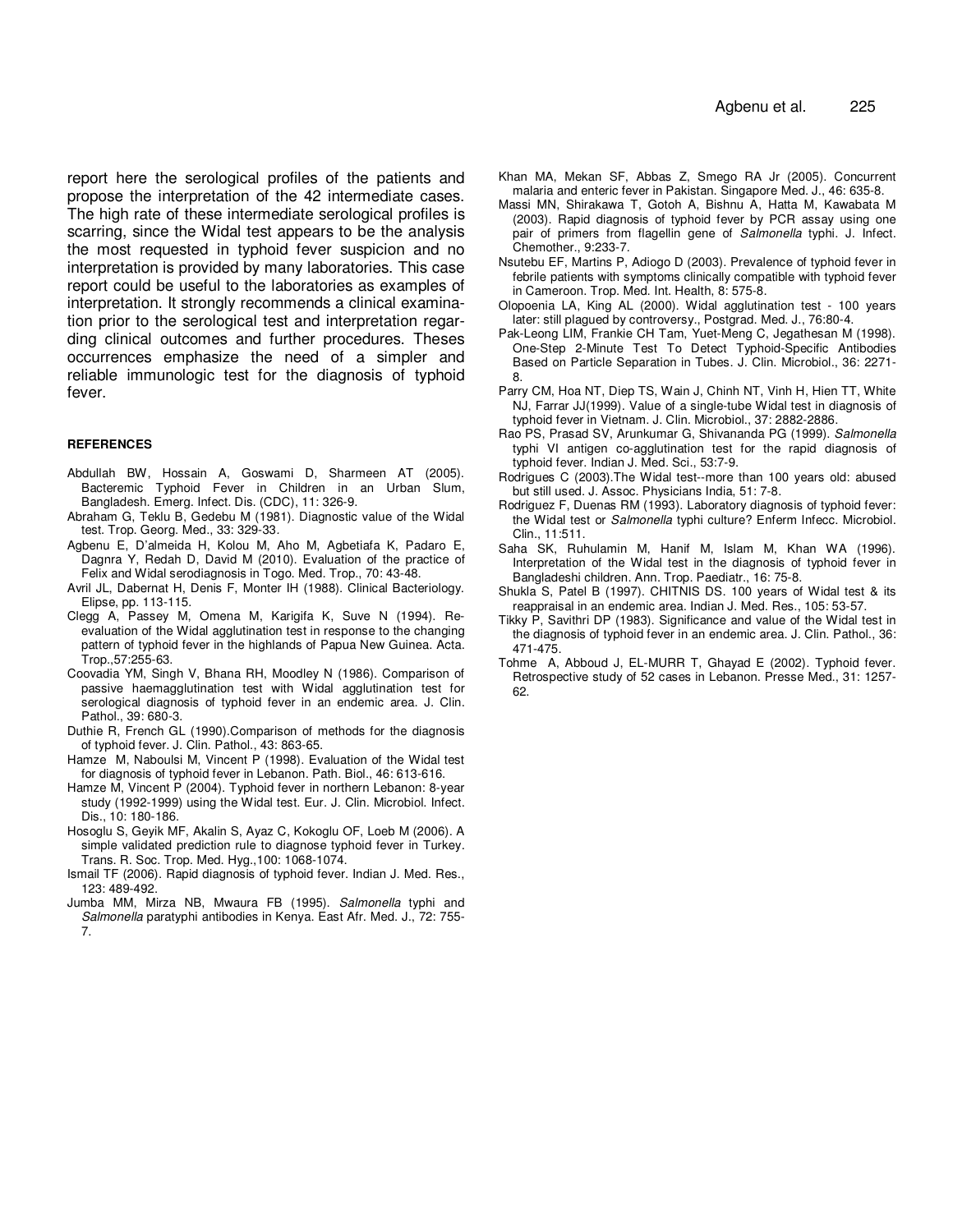report here the serological profiles of the patients and propose the interpretation of the 42 intermediate cases. The high rate of these intermediate serological profiles is scarring, since the Widal test appears to be the analysis the most requested in typhoid fever suspicion and no interpretation is provided by many laboratories. This case report could be useful to the laboratories as examples of interpretation. It strongly recommends a clinical examination prior to the serological test and interpretation regarding clinical outcomes and further procedures. Theses occurrences emphasize the need of a simpler and reliable immunologic test for the diagnosis of typhoid fever.

## REFERENCES

Abdullah BW, Hossain A, Goswami D, Sharmeen AT (2005). Bacteremic Typhoid Fever in Children in an Urban Slum, Bangladesh. Emerg. Infect. Dis. (CDC), 11: 326-9.

Abraham G, Teklu B, Gedebu M (1981). Diagnostic value of the Widal test. Trop. Georg. Med., 33: 329-33.

Agbenu E, D'almeida H, Kolou M, Aho M, Agbetiafa K, Padaro E, Dagnra Y, Redah D, David M (2010). Evaluation of the practice of Felix and Widal serodiagnosis in Togo. Med. Trop., 70: 43-48.

Avril JL, Dabernat H, Denis F, Monter IH (1988). Clinical Bacteriology. Elipse, pp. 113-115.

Clegg A, Passey M, Omena M, Karigifa K, Suve N (1994). Re-evaluation of the Widal agglutination test in response to the changing pattern of typhoid fever in the highlands of Papua New Guinea. Acta. Trop.,57:255-63.

Coovadia YM, Singh V, Bhana RH, Moodley N (1986). Comparison of passive haemagglutination test with Widal agglutination test for serological diagnosis of typhoid fever in an endemic area. J. Clin. Pathol., 39: 680-3.

Duthie R, French GL (1990).Comparison of methods for the diagnosis of typhoid fever. J. Clin. Pathol., 43: 863-65.

Hamze M, Naboulsi M, Vincent P (1998). Evaluation of the Widal test for diagnosis of typhoid fever in Lebanon. Path. Biol., 46: 613-616.

Hamze M, Vincent P (2004). Typhoid fever in northern Lebanon: 8-year study (1992-1999) using the Widal test. Eur. J. Clin. Microbiol. Infect. Dis., 10: 180-186.

Hosoglu S, Geyik MF, Akalin S, Ayaz C, Kokoglu OF, Loeb M (2006). A simple validated prediction rule to diagnose typhoid fever in Turkey. Trans. R. Soc. Trop. Med. Hyg.,100: 1068-1074.

Ismail TF (2006). Rapid diagnosis of typhoid fever. Indian J. Med. Res., 123: 489-492.

Jumba MM, Mirza NB, Mwaura FB (1995). *Salmonella* typhi and *Salmonella* paratyphi antibodies in Kenya. East Afr. Med. J., 72: 755-7.

Khan MA, Mekan SF, Abbas Z, Smego RA Jr (2005). Concurrent malaria and enteric fever in Pakistan. Singapore Med. J., 46: 635-8.

Massi MN, Shirakawa T, Gotoh A, Bishnu A, Hatta M, Kawabata M (2003). Rapid diagnosis of typhoid fever by PCR assay using one pair of primers from flagellin gene of *Salmonella* typhi. J. Infect. Chemother., 9:233-7.

Nsutebu EF, Martins P, Adiogo D (2003). Prevalence of typhoid fever in febrile patients with symptoms clinically compatible with typhoid fever in Cameroon. Trop. Med. Int. Health, 8: 575-8.

Olopoenia LA, King AL (2000). Widal agglutination test - 100 years later: still plagued by controversy., Postgrad. Med. J., 76:80-4.

Pak-Leong LIM, Frankie CH Tam, Yuet-Meng C, Jegathesan M (1998). One-Step 2-Minute Test To Detect Typhoid-Specific Antibodies Based on Particle Separation in Tubes. J. Clin. Microbiol., 36: 2271-8.

Parry CM, Hoa NT, Diep TS, Wain J, Chinh NT, Vinh H, Hien TT, White NJ, Farrar JJ(1999). Value of a single-tube Widal test in diagnosis of typhoid fever in Vietnam. J. Clin. Microbiol., 37: 2882-2886.

Rao PS, Prasad SV, Arunkumar G, Shivananda PG (1999). *Salmonella* typhi VI antigen co-agglutination test for the rapid diagnosis of typhoid fever. Indian J. Med. Sci., 53:7-9.

Rodrigues C (2003).The Widal test--more than 100 years old: abused but still used. J. Assoc. Physicians India, 51: 7-8.

Rodriguez F, Duenas RM (1993). Laboratory diagnosis of typhoid fever: the Widal test or *Salmonella* typhi culture? Enferm Infecc. Microbiol. Clin., 11:511.

Saha SK, Ruhulamin M, Hanif M, Islam M, Khan WA (1996). Interpretation of the Widal test in the diagnosis of typhoid fever in Bangladeshi children. Ann. Trop. Paediatr., 16: 75-8.

Shukla S, Patel B (1997). CHITNIS DS. 100 years of Widal test & its reappraisal in an endemic area. Indian J. Med. Res., 105: 53-57.

Tikky P, Savithri DP (1983). Significance and value of the Widal test in the diagnosis of typhoid fever in an endemic area. J. Clin. Pathol., 36: 471-475.

Tohme A, Abboud J, EL-MURR T, Ghayad E (2002). Typhoid fever. Retrospective study of 52 cases in Lebanon. Presse Med., 31: 1257-62.